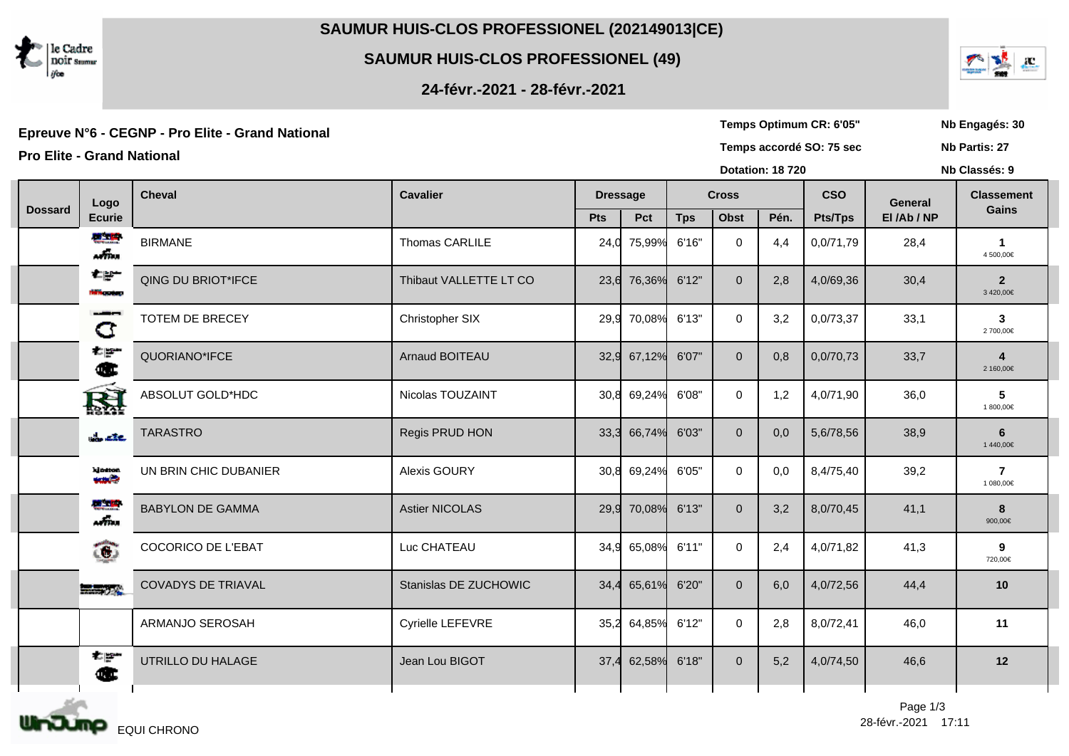# SAUMUR HUIS-CLOS PROFESSIONEL (202149013|CE)

## SAUMUR HUIS-CLOS PROFESSIONEL (49)

### 24-févr.-2021 - 28-févr.-2021

**Epreuve N°6 - CEGNP - Pro Elite - Grand National**

**Pro Elite - Grand National**

**Temps Optimum CR: 6'05''**
**Temps accordé SO: 75 sec**
**Dotation: 18 720**

**Nb Engagés: 30**
**Nb Partis: 27**
**Nb Classés: 9**

| Dossard | Logo Ecurie | Cheval | Cavalier | Dressage | | Cross | | | CSO | General | Classement |
|---|---|---|---|---|---|---|---|---|---|---|---|
| | | | | Pts | Pct | Tps | Obst | Pén. | Pts/Tps | El /Ab / NP | Gains |
| | | BIRMANE | Thomas CARLILE | 24,0 | 75,99% | 6'16'' | 0 | 4,4 | 0,0/71,79 | 28,4 | 1 4 500,00€ |
| | | QING DU BRIOT*IFCE | Thibault VALLETTE LT CO | 23,6 | 76,36% | 6'12'' | 0 | 2,8 | 4,0/69,36 | 30,4 | 2 3 420,00€ |
| | | TOTEM DE BRECEY | Christopher SIX | 29,9 | 70,08% | 6'13'' | 0 | 3,2 | 0,0/73,37 | 33,1 | 3 2 700,00€ |
| | | QUORIANO*IFCE | Arnaud BOITEAU | 32,9 | 67,12% | 6'07'' | 0 | 0,8 | 0,0/70,73 | 33,7 | 4 2 160,00€ |
| | | ABSOLUT GOLD*HDC | Nicolas TOUZAINT | 30,8 | 69,24% | 6'08'' | 0 | 1,2 | 4,0/71,90 | 36,0 | 5 1 800,00€ |
| | | TARASTRO | Regis PRUD HON | 33,3 | 66,74% | 6'03'' | 0 | 0,0 | 5,6/78,56 | 38,9 | 6 1 440,00€ |
| | | UN BRIN CHIC DUBANIER | Alexis GOURY | 30,8 | 69,24% | 6'05'' | 0 | 0,0 | 8,4/75,40 | 39,2 | 7 1 080,00€ |
| | | BABYLON DE GAMMA | Astier NICOLAS | 29,9 | 70,08% | 6'13'' | 0 | 3,2 | 8,0/70,45 | 41,1 | 8 900,00€ |
| | | COCORICO DE L'EBAT | Luc CHATEAU | 34,9 | 65,08% | 6'11'' | 0 | 2,4 | 4,0/71,82 | 41,3 | 9 720,00€ |
| | | COVADYS DE TRIAVAL | Stanislas DE ZUCHOWIC | 34,4 | 65,61% | 6'20'' | 0 | 6,0 | 4,0/72,56 | 44,4 | 10 |
| | | ARMANJO SEROSAH | Cyrielle LEFEVRE | 35,2 | 64,85% | 6'12'' | 0 | 2,8 | 8,0/72,41 | 46,0 | 11 |
| | | UTRILLO DU HALAGE | Jean Lou BIGOT | 37,4 | 62,58% | 6'18'' | 0 | 5,2 | 4,0/74,50 | 46,6 | 12 |

EQUI CHRONO

28-févr.-2021 17:11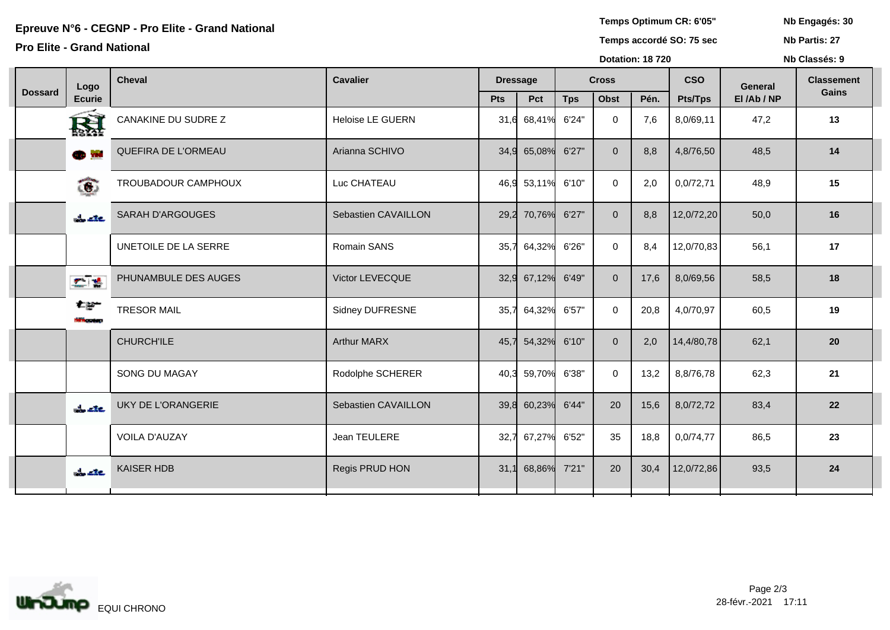# Epreuve N°6 - CEGNP - Pro Elite - Grand National

## Pro Elite - Grand National

**Temps Optimum CR: 6'05"**
**Temps accordé SO: 75 sec**
**Dotation: 18 720**

**Nb Engagés: 30**
**Nb Partis: 27**
**Nb Classés: 9**

| Dossard | Logo Ecurie | Cheval | Cavalier | Dressage | | Cross | | | CSO | General | Classement Gains |
|---|---|---|---|---|---|---|---|---|---|---|---|
| | | | | Pts | Pct | Tps | Obst | Pén. | Pts/Tps | El /Ab / NP | |
| | | CANAKINE DU SUDRE Z | Heloise LE GUERN | 31,6 | 68,41% | 6'24" | 0 | 7,6 | 8,0/69,11 | 47,2 | **13** |
| | | QUEFIRA DE L'ORMEAU | Arianna SCHIVO | 34,9 | 65,08% | 6'27" | 0 | 8,8 | 4,8/76,50 | 48,5 | **14** |
| | | TROUBADOUR CAMPHOUX | Luc CHATEAU | 46,9 | 53,11% | 6'10" | 0 | 2,0 | 0,0/72,71 | 48,9 | **15** |
| | | SARAH D'ARGOUGES | Sebastien CAVAILLON | 29,2 | 70,76% | 6'27" | 0 | 8,8 | 12,0/72,20 | 50,0 | **16** |
| | | UNETOILE DE LA SERRE | Romain SANS | 35,7 | 64,32% | 6'26" | 0 | 8,4 | 12,0/70,83 | 56,1 | **17** |
| | | PHUNAMBULE DES AUGES | Victor LEVECQUE | 32,9 | 67,12% | 6'49" | 0 | 17,6 | 8,0/69,56 | 58,5 | **18** |
| | | TRESOR MAIL | Sidney DUFRESNE | 35,7 | 64,32% | 6'57" | 0 | 20,8 | 4,0/70,97 | 60,5 | **19** |
| | | CHURCH'ILE | Arthur MARX | 45,7 | 54,32% | 6'10" | 0 | 2,0 | 14,4/80,78 | 62,1 | **20** |
| | | SONG DU MAGAY | Rodolphe SCHERER | 40,3 | 59,70% | 6'38" | 0 | 13,2 | 8,8/76,78 | 62,3 | **21** |
| | | UKY DE L'ORANGERIE | Sebastien CAVAILLON | 39,8 | 60,23% | 6'44" | 20 | 15,6 | 8,0/72,72 | 83,4 | **22** |
| | | VOILA D'AUZAY | Jean TEULERE | 32,7 | 67,27% | 6'52" | 35 | 18,8 | 0,0/74,77 | 86,5 | **23** |
| | | KAISER HDB | Regis PRUD HON | 31,1 | 68,86% | 7'21" | 20 | 30,4 | 12,0/72,86 | 93,5 | **24** |

EQUI CHRONO

28-févr.-2021 17:11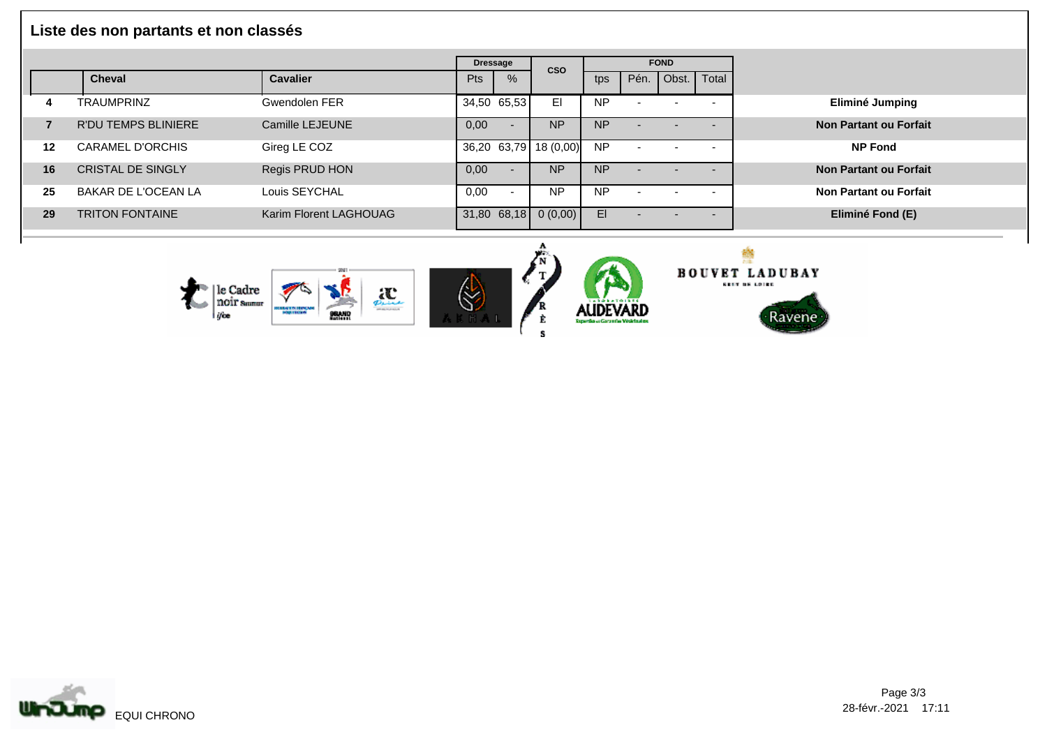## Liste des non partants et non classés

| | Cheval | Cavalier | Dressage | | CSO | FOND | | | | |
|---|---|---|---|---|---|---|---|---|---|---|
| | | | Pts | % | | tps | Pén. | Obst. | Total | |
| 4 | TRAUMPRINZ | Gwendolen FER | 34,50 | 65,53 | El | NP | - | - | - | **Eliminé Jumping** |
| 7 | R'DU TEMPS BLINIERE | Camille LEJEUNE | 0,00 | - | NP | NP | - | - | - | **Non Partant ou Forfait** |
| 12 | CARAMEL D'ORCHIS | Gireg LE COZ | 36,20 | 63,79 | 18 (0,00) | NP | - | - | - | **NP Fond** |
| 16 | CRISTAL DE SINGLY | Regis PRUD HON | 0,00 | - | NP | NP | - | - | - | **Non Partant ou Forfait** |
| 25 | BAKAR DE L'OCEAN LA | Louis SEYCHAL | 0,00 | - | NP | NP | - | - | - | **Non Partant ou Forfait** |
| 29 | TRITON FONTAINE | Karim Florent LAGHOUAG | 31,80 | 68,18 | 0 (0,00) | El | - | - | - | **Eliminé Fond (E)** |

EQUI CHRONO

28-févr.-2021 17:11